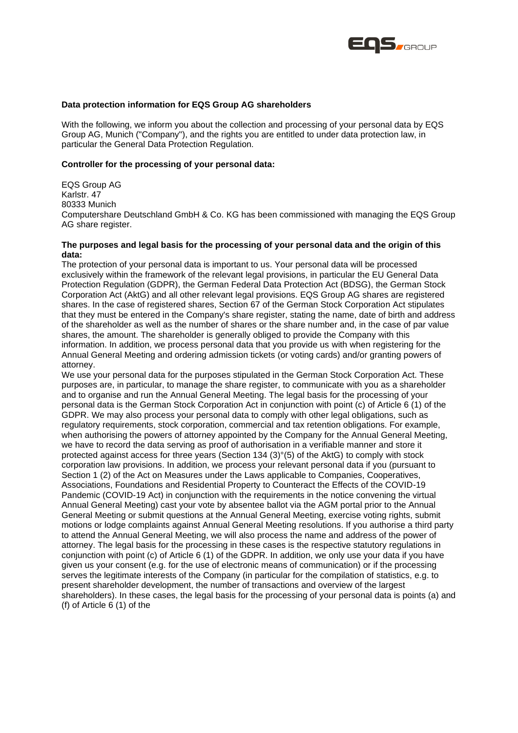**Data protection information for EQS Group AG shareholders**

With the following, we inform you about the collection and processing of your personal data by EQS Group AG, Munich ("Company"), and the rights you are entitled to under data protection law, in particular the General Data Protection Regulation.

**Controller for the processing of your personal data:**

EQS Group AG
Karlstr. 47
80333 Munich
Computershare Deutschland GmbH & Co. KG has been commissioned with managing the EQS Group AG share register.

**The purposes and legal basis for the processing of your personal data and the origin of this data:**

The protection of your personal data is important to us. Your personal data will be processed exclusively within the framework of the relevant legal provisions, in particular the EU General Data Protection Regulation (GDPR), the German Federal Data Protection Act (BDSG), the German Stock Corporation Act (AktG) and all other relevant legal provisions. EQS Group AG shares are registered shares. In the case of registered shares, Section 67 of the German Stock Corporation Act stipulates that they must be entered in the Company's share register, stating the name, date of birth and address of the shareholder as well as the number of shares or the share number and, in the case of par value shares, the amount. The shareholder is generally obliged to provide the Company with this information. In addition, we process personal data that you provide us with when registering for the Annual General Meeting and ordering admission tickets (or voting cards) and/or granting powers of attorney.

We use your personal data for the purposes stipulated in the German Stock Corporation Act. These purposes are, in particular, to manage the share register, to communicate with you as a shareholder and to organise and run the Annual General Meeting. The legal basis for the processing of your personal data is the German Stock Corporation Act in conjunction with point (c) of Article 6 (1) of the GDPR. We may also process your personal data to comply with other legal obligations, such as regulatory requirements, stock corporation, commercial and tax retention obligations. For example, when authorising the powers of attorney appointed by the Company for the Annual General Meeting, we have to record the data serving as proof of authorisation in a verifiable manner and store it protected against access for three years (Section 134 (3)°(5) of the AktG) to comply with stock corporation law provisions. In addition, we process your relevant personal data if you (pursuant to Section 1 (2) of the Act on Measures under the Laws applicable to Companies, Cooperatives, Associations, Foundations and Residential Property to Counteract the Effects of the COVID-19 Pandemic (COVID-19 Act) in conjunction with the requirements in the notice convening the virtual Annual General Meeting) cast your vote by absentee ballot via the AGM portal prior to the Annual General Meeting or submit questions at the Annual General Meeting, exercise voting rights, submit motions or lodge complaints against Annual General Meeting resolutions. If you authorise a third party to attend the Annual General Meeting, we will also process the name and address of the power of attorney. The legal basis for the processing in these cases is the respective statutory regulations in conjunction with point (c) of Article 6 (1) of the GDPR. In addition, we only use your data if you have given us your consent (e.g. for the use of electronic means of communication) or if the processing serves the legitimate interests of the Company (in particular for the compilation of statistics, e.g. to present shareholder development, the number of transactions and overview of the largest shareholders). In these cases, the legal basis for the processing of your personal data is points (a) and (f) of Article 6 (1) of the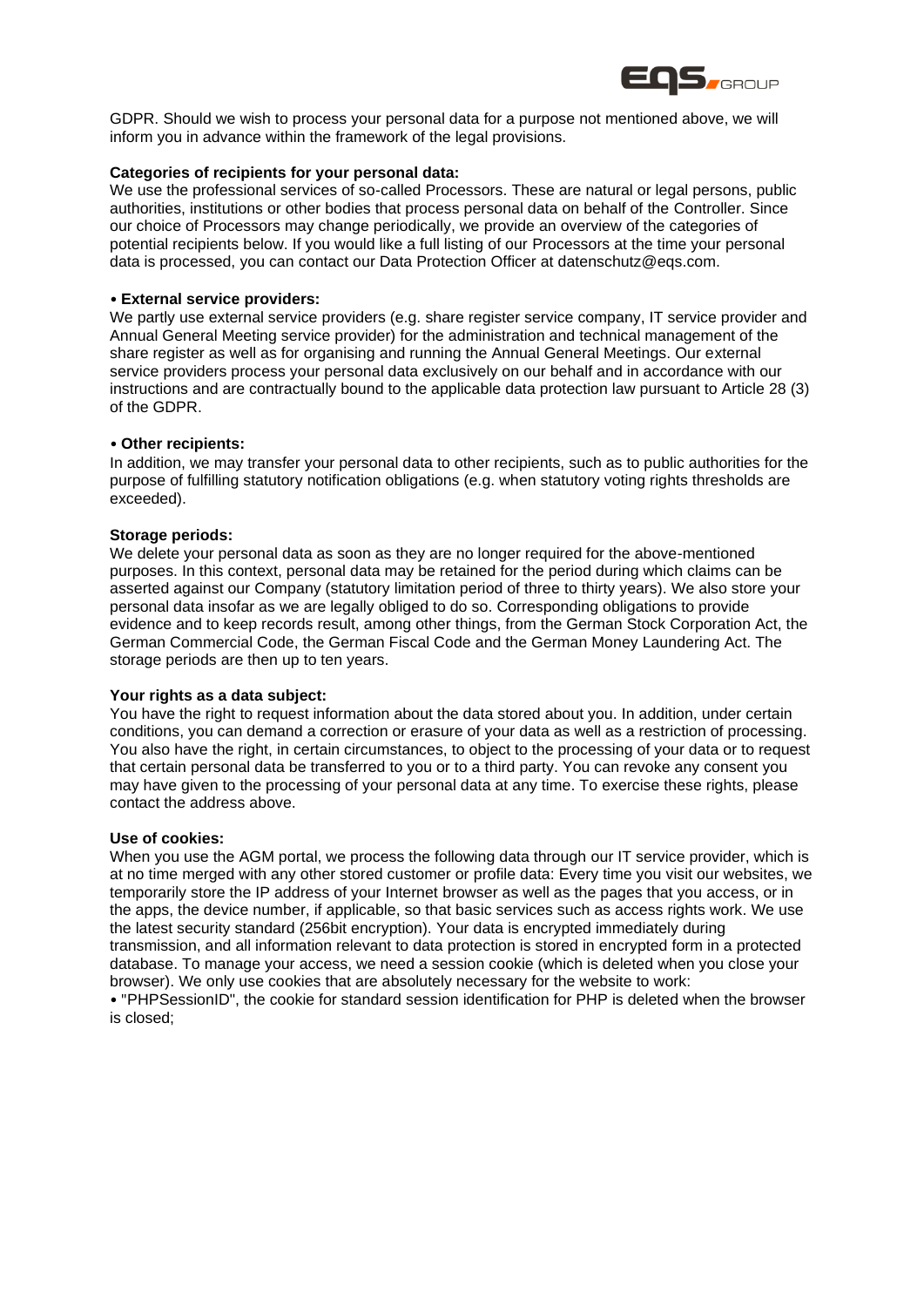GDPR. Should we wish to process your personal data for a purpose not mentioned above, we will inform you in advance within the framework of the legal provisions.

**Categories of recipients for your personal data:**
We use the professional services of so-called Processors. These are natural or legal persons, public authorities, institutions or other bodies that process personal data on behalf of the Controller. Since our choice of Processors may change periodically, we provide an overview of the categories of potential recipients below. If you would like a full listing of our Processors at the time your personal data is processed, you can contact our Data Protection Officer at datenschutz@eqs.com.

• **External service providers:**
We partly use external service providers (e.g. share register service company, IT service provider and Annual General Meeting service provider) for the administration and technical management of the share register as well as for organising and running the Annual General Meetings. Our external service providers process your personal data exclusively on our behalf and in accordance with our instructions and are contractually bound to the applicable data protection law pursuant to Article 28 (3) of the GDPR.

• **Other recipients:**
In addition, we may transfer your personal data to other recipients, such as to public authorities for the purpose of fulfilling statutory notification obligations (e.g. when statutory voting rights thresholds are exceeded).

**Storage periods:**
We delete your personal data as soon as they are no longer required for the above-mentioned purposes. In this context, personal data may be retained for the period during which claims can be asserted against our Company (statutory limitation period of three to thirty years). We also store your personal data insofar as we are legally obliged to do so. Corresponding obligations to provide evidence and to keep records result, among other things, from the German Stock Corporation Act, the German Commercial Code, the German Fiscal Code and the German Money Laundering Act. The storage periods are then up to ten years.

**Your rights as a data subject:**
You have the right to request information about the data stored about you. In addition, under certain conditions, you can demand a correction or erasure of your data as well as a restriction of processing. You also have the right, in certain circumstances, to object to the processing of your data or to request that certain personal data be transferred to you or to a third party. You can revoke any consent you may have given to the processing of your personal data at any time. To exercise these rights, please contact the address above.

**Use of cookies:**
When you use the AGM portal, we process the following data through our IT service provider, which is at no time merged with any other stored customer or profile data: Every time you visit our websites, we temporarily store the IP address of your Internet browser as well as the pages that you access, or in the apps, the device number, if applicable, so that basic services such as access rights work. We use the latest security standard (256bit encryption). Your data is encrypted immediately during transmission, and all information relevant to data protection is stored in encrypted form in a protected database. To manage your access, we need a session cookie (which is deleted when you close your browser). We only use cookies that are absolutely necessary for the website to work:
• "PHPSessionID", the cookie for standard session identification for PHP is deleted when the browser is closed;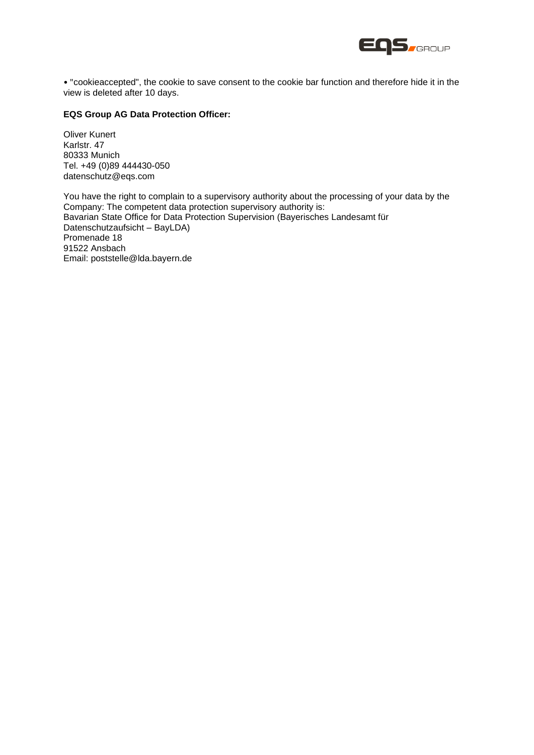- "cookieaccepted", the cookie to save consent to the cookie bar function and therefore hide it in the view is deleted after 10 days.

**EQS Group AG Data Protection Officer:**

Oliver Kunert
Karlstr. 47
80333 Munich
Tel. +49 (0)89 444430-050
datenschutz@eqs.com

You have the right to complain to a supervisory authority about the processing of your data by the Company: The competent data protection supervisory authority is:
Bavarian State Office for Data Protection Supervision (Bayerisches Landesamt für Datenschutzaufsicht – BayLDA)
Promenade 18
91522 Ansbach
Email: poststelle@lda.bayern.de